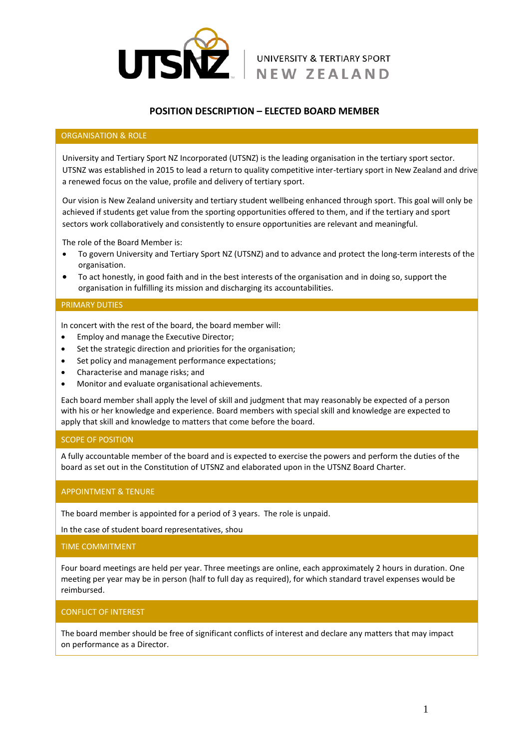UTSNZ | UNIVERSITY & TERTIARY SPORT NEW ZEALAND

# POSITION DESCRIPTION – ELECTED BOARD MEMBER

## ORGANISATION & ROLE

University and Tertiary Sport NZ Incorporated (UTSNZ) is the leading organisation in the tertiary sport sector. UTSNZ was established in 2015 to lead a return to quality competitive inter-tertiary sport in New Zealand and drive a renewed focus on the value, profile and delivery of tertiary sport.

Our vision is New Zealand university and tertiary student wellbeing enhanced through sport. This goal will only be achieved if students get value from the sporting opportunities offered to them, and if the tertiary and sport sectors work collaboratively and consistently to ensure opportunities are relevant and meaningful.

The role of the Board Member is:

- To govern University and Tertiary Sport NZ (UTSNZ) and to advance and protect the long-term interests of the organisation.
- To act honestly, in good faith and in the best interests of the organisation and in doing so, support the organisation in fulfilling its mission and discharging its accountabilities.

## PRIMARY DUTIES

In concert with the rest of the board, the board member will:

- Employ and manage the Executive Director;
- Set the strategic direction and priorities for the organisation;
- Set policy and management performance expectations;
- Characterise and manage risks; and
- Monitor and evaluate organisational achievements.

Each board member shall apply the level of skill and judgment that may reasonably be expected of a person with his or her knowledge and experience. Board members with special skill and knowledge are expected to apply that skill and knowledge to matters that come before the board.

## SCOPE OF POSITION

A fully accountable member of the board and is expected to exercise the powers and perform the duties of the board as set out in the Constitution of UTSNZ and elaborated upon in the UTSNZ Board Charter.

## APPOINTMENT & TENURE

The board member is appointed for a period of 3 years. The role is unpaid.

In the case of student board representatives, shou

## TIME COMMITMENT

Four board meetings are held per year. Three meetings are online, each approximately 2 hours in duration. One meeting per year may be in person (half to full day as required), for which standard travel expenses would be reimbursed.

## CONFLICT OF INTEREST

The board member should be free of significant conflicts of interest and declare any matters that may impact on performance as a Director.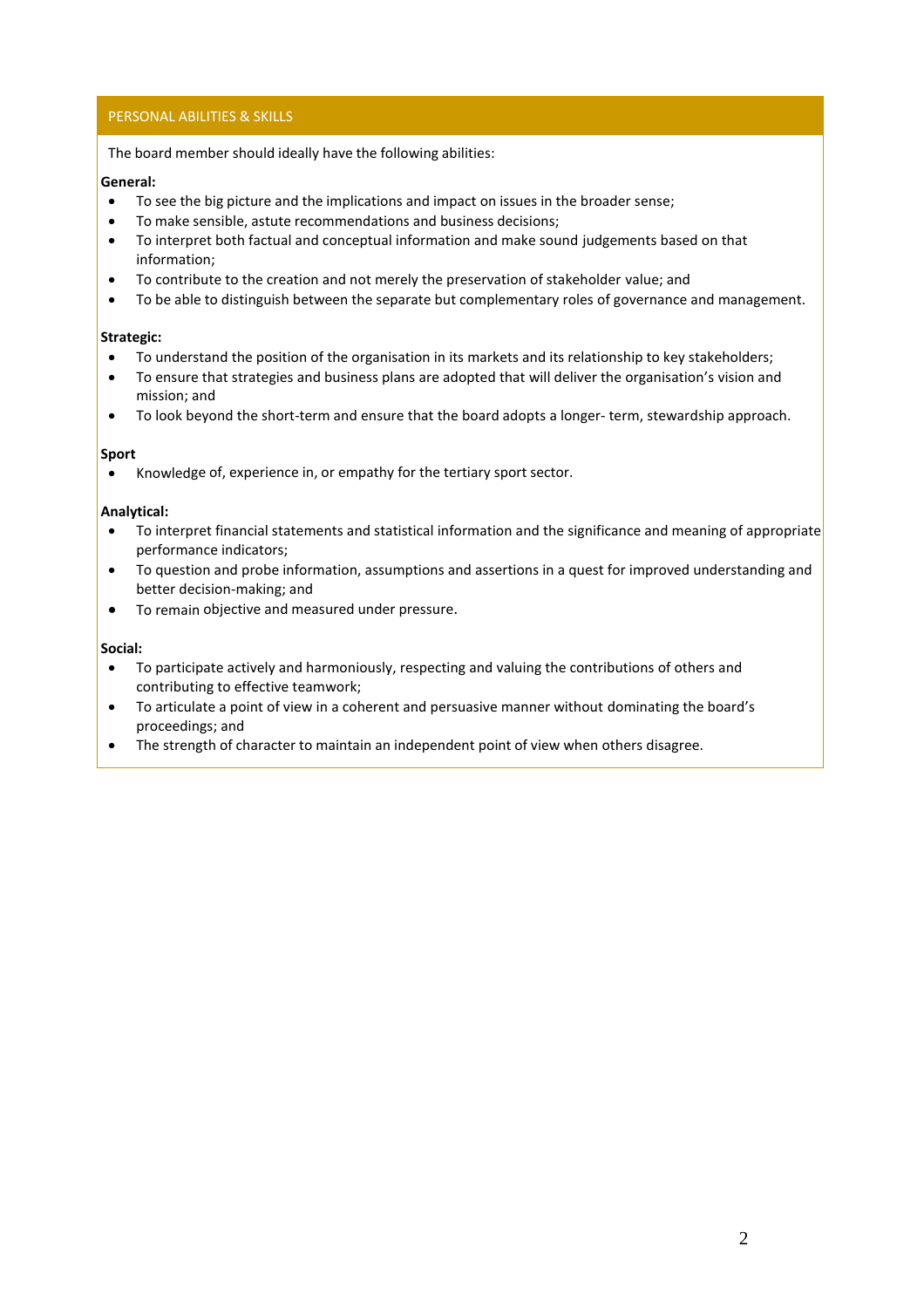## PERSONAL ABILITIES & SKILLS

The board member should ideally have the following abilities:

**General:**

- To see the big picture and the implications and impact on issues in the broader sense;
- To make sensible, astute recommendations and business decisions;
- To interpret both factual and conceptual information and make sound judgements based on that information;
- To contribute to the creation and not merely the preservation of stakeholder value; and
- To be able to distinguish between the separate but complementary roles of governance and management.

**Strategic:**

- To understand the position of the organisation in its markets and its relationship to key stakeholders;
- To ensure that strategies and business plans are adopted that will deliver the organisation's vision and mission; and
- To look beyond the short-term and ensure that the board adopts a longer- term, stewardship approach.

**Sport**

- Knowledge of, experience in, or empathy for the tertiary sport sector.

**Analytical:**

- To interpret financial statements and statistical information and the significance and meaning of appropriate performance indicators;
- To question and probe information, assumptions and assertions in a quest for improved understanding and better decision-making; and
- To remain objective and measured under pressure.

**Social:**

- To participate actively and harmoniously, respecting and valuing the contributions of others and contributing to effective teamwork;
- To articulate a point of view in a coherent and persuasive manner without dominating the board's proceedings; and
- The strength of character to maintain an independent point of view when others disagree.